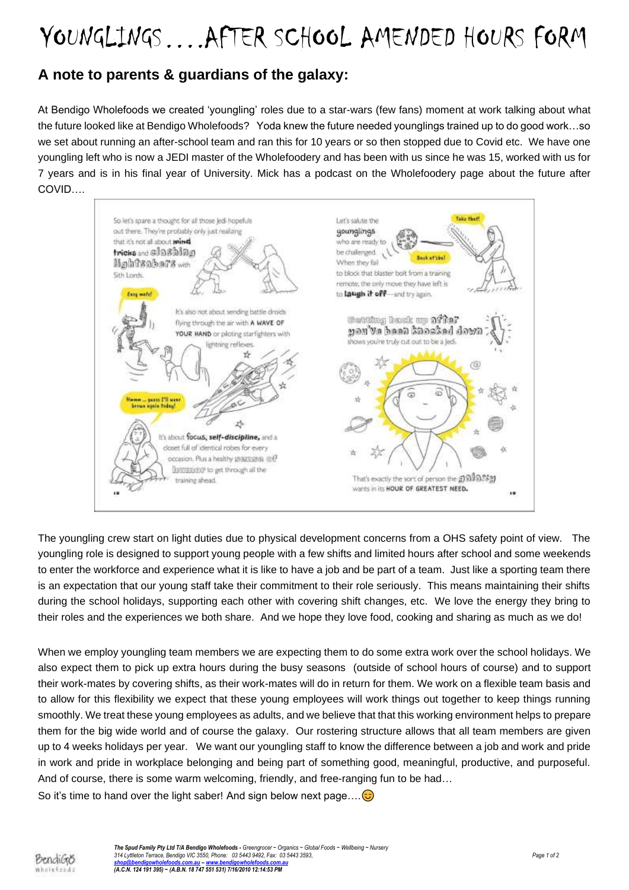# YOUNGLINGS….AFTER SCHOOL AMENDED HOURS FORM

## A note to parents & guardians of the galaxy:

At Bendigo Wholefoods we created 'youngling' roles due to a star-wars (few fans) moment at work talking about what the future looked like at Bendigo Wholefoods? Yoda knew the future needed younglings trained up to do good work…so we set about running an after-school team and ran this for 10 years or so then stopped due to Covid etc. We have one youngling left who is now a JEDI master of the Wholefoodery and has been with us since he was 15, worked with us for 7 years and is in his final year of University. Mick has a podcast on the Wholefoodery page about the future after COVID….

The youngling crew start on light duties due to physical development concerns from a OHS safety point of view. The youngling role is designed to support young people with a few shifts and limited hours after school and some weekends to enter the workforce and experience what it is like to have a job and be part of a team. Just like a sporting team there is an expectation that our young staff take their commitment to their role seriously. This means maintaining their shifts during the school holidays, supporting each other with covering shift changes, etc. We love the energy they bring to their roles and the experiences we both share. And we hope they love food, cooking and sharing as much as we do!

When we employ youngling team members we are expecting them to do some extra work over the school holidays. We also expect them to pick up extra hours during the busy seasons (outside of school hours of course) and to support their work-mates by covering shifts, as their work-mates will do in return for them. We work on a flexible team basis and to allow for this flexibility we expect that these young employees will work things out together to keep things running smoothly. We treat these young employees as adults, and we believe that that this working environment helps to prepare them for the big wide world and of course the galaxy. Our rostering structure allows that all team members are given up to 4 weeks holidays per year. We want our youngling staff to know the difference between a job and work and pride in work and pride in workplace belonging and being part of something good, meaningful, productive, and purposeful. And of course, there is some warm welcoming, friendly, and free-ranging fun to be had…

So it's time to hand over the light saber! And sign below next page….😊

***The Spud Family Pty Ltd T/A Bendigo Wholefoods** - Greengrocer ~ Organics ~ Global Foods ~ Wellbeing ~ Nursery*
*314 Lyttleton Terrace, Bendigo VIC 3550, Phone: 03 5443 9492, Fax: 03 5443 3593,*
*shop@bendigowholefoods.com.au – www.bendigowholefoods.com.au*
*(A.C.N. 124 191 395) ~ (A.B.N. 18 747 551 531) 7/16/2010 12:14:53 PM*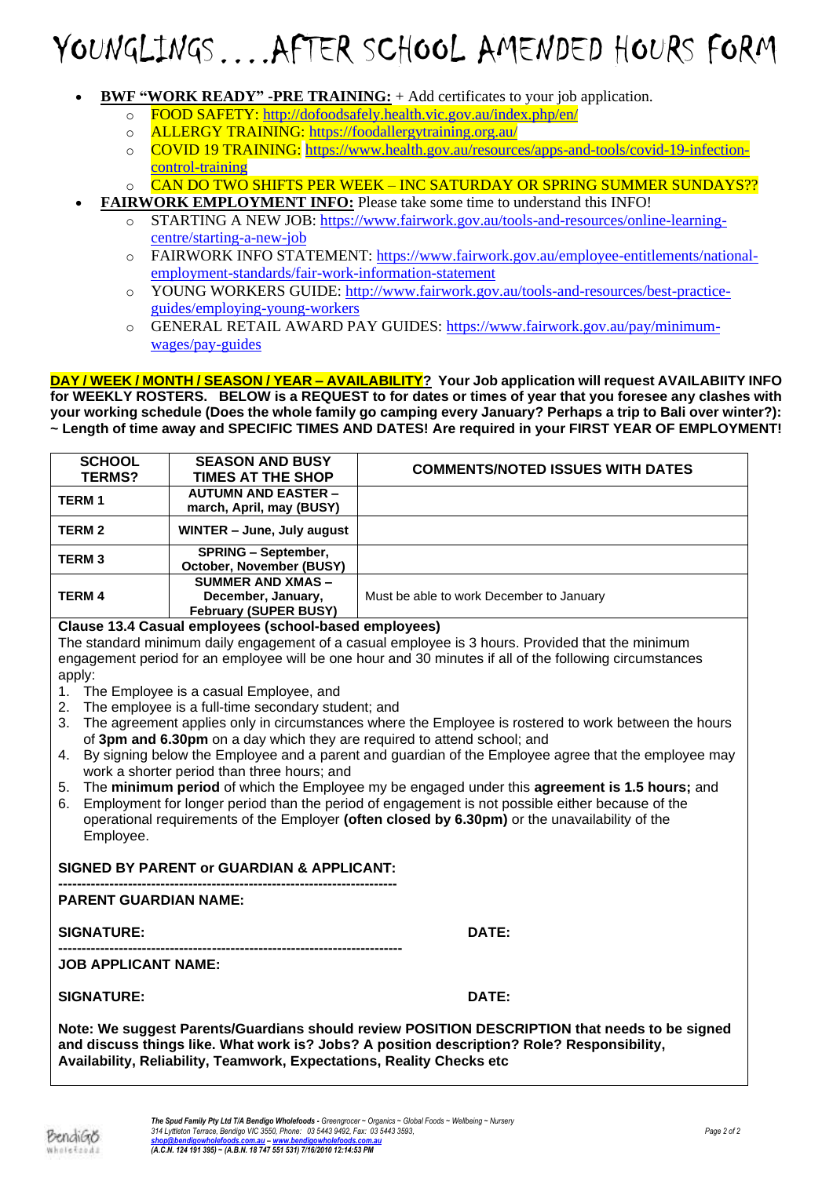# YOUNGLINGS….AFTER SCHOOL AMENDED HOURS FORM

- **BWF "WORK READY" -PRE TRAINING:** + Add certificates to your job application.
  - FOOD SAFETY: http://dofoodsafely.health.vic.gov.au/index.php/en/
  - ALLERGY TRAINING: https://foodallergytraining.org.au/
  - COVID 19 TRAINING: https://www.health.gov.au/resources/apps-and-tools/covid-19-infection-control-training
  - CAN DO TWO SHIFTS PER WEEK – INC SATURDAY OR SPRING SUMMER SUNDAYS??
- **FAIRWORK EMPLOYMENT INFO:** Please take some time to understand this INFO!
  - STARTING A NEW JOB: https://www.fairwork.gov.au/tools-and-resources/online-learning-centre/starting-a-new-job
  - FAIRWORK INFO STATEMENT: https://www.fairwork.gov.au/employee-entitlements/national-employment-standards/fair-work-information-statement
  - YOUNG WORKERS GUIDE: http://www.fairwork.gov.au/tools-and-resources/best-practice-guides/employing-young-workers
  - GENERAL RETAIL AWARD PAY GUIDES: https://www.fairwork.gov.au/pay/minimum-wages/pay-guides

**DAY / WEEK / MONTH / SEASON / YEAR – AVAILABILITY? Your Job application will request AVAILABIITY INFO for WEEKLY ROSTERS. BELOW is a REQUEST to for dates or times of year that you foresee any clashes with your working schedule (Does the whole family go camping every January? Perhaps a trip to Bali over winter?): ~ Length of time away and SPECIFIC TIMES AND DATES! Are required in your FIRST YEAR OF EMPLOYMENT!**

| SCHOOL TERMS? | SEASON AND BUSY TIMES AT THE SHOP | COMMENTS/NOTED ISSUES WITH DATES |
|---|---|---|
| TERM 1 | AUTUMN AND EASTER – march, April, may (BUSY) | |
| TERM 2 | WINTER – June, July august | |
| TERM 3 | SPRING – September, October, November (BUSY) | |
| TERM 4 | SUMMER AND XMAS – December, January, February (SUPER BUSY) | Must be able to work December to January |

**Clause 13.4 Casual employees (school-based employees)**

The standard minimum daily engagement of a casual employee is 3 hours. Provided that the minimum engagement period for an employee will be one hour and 30 minutes if all of the following circumstances apply:

1. The Employee is a casual Employee, and
2. The employee is a full-time secondary student; and
3. The agreement applies only in circumstances where the Employee is rostered to work between the hours of **3pm and 6.30pm** on a day which they are required to attend school; and
4. By signing below the Employee and a parent and guardian of the Employee agree that the employee may work a shorter period than three hours; and
5. The **minimum period** of which the Employee my be engaged under this **agreement is 1.5 hours;** and
6. Employment for longer period than the period of engagement is not possible either because of the operational requirements of the Employer **(often closed by 6.30pm)** or the unavailability of the Employee.

**SIGNED BY PARENT or GUARDIAN & APPLICANT:**

---------------------------------------------------------------------------

**PARENT GUARDIAN NAME:**

**SIGNATURE:** **DATE:**

---------------------------------------------------------------------------

**JOB APPLICANT NAME:**

**SIGNATURE:** **DATE:**

**Note: We suggest Parents/Guardians should review POSITION DESCRIPTION that needs to be signed and discuss things like. What work is? Jobs? A position description? Role? Responsibility, Availability, Reliability, Teamwork, Expectations, Reality Checks etc**

*The Spud Family Pty Ltd T/A Bendigo Wholefoods - Greengrocer ~ Organics ~ Global Foods ~ Wellbeing ~ Nursery*
*314 Lyttleton Terrace, Bendigo VIC 3550, Phone: 03 5443 9492, Fax: 03 5443 3593,*
*shop@bendigowholefoods.com.au – www.bendigowholefoods.com.au*
*(A.C.N. 124 191 395) ~ (A.B.N. 18 747 551 531) 7/16/2010 12:14:53 PM*